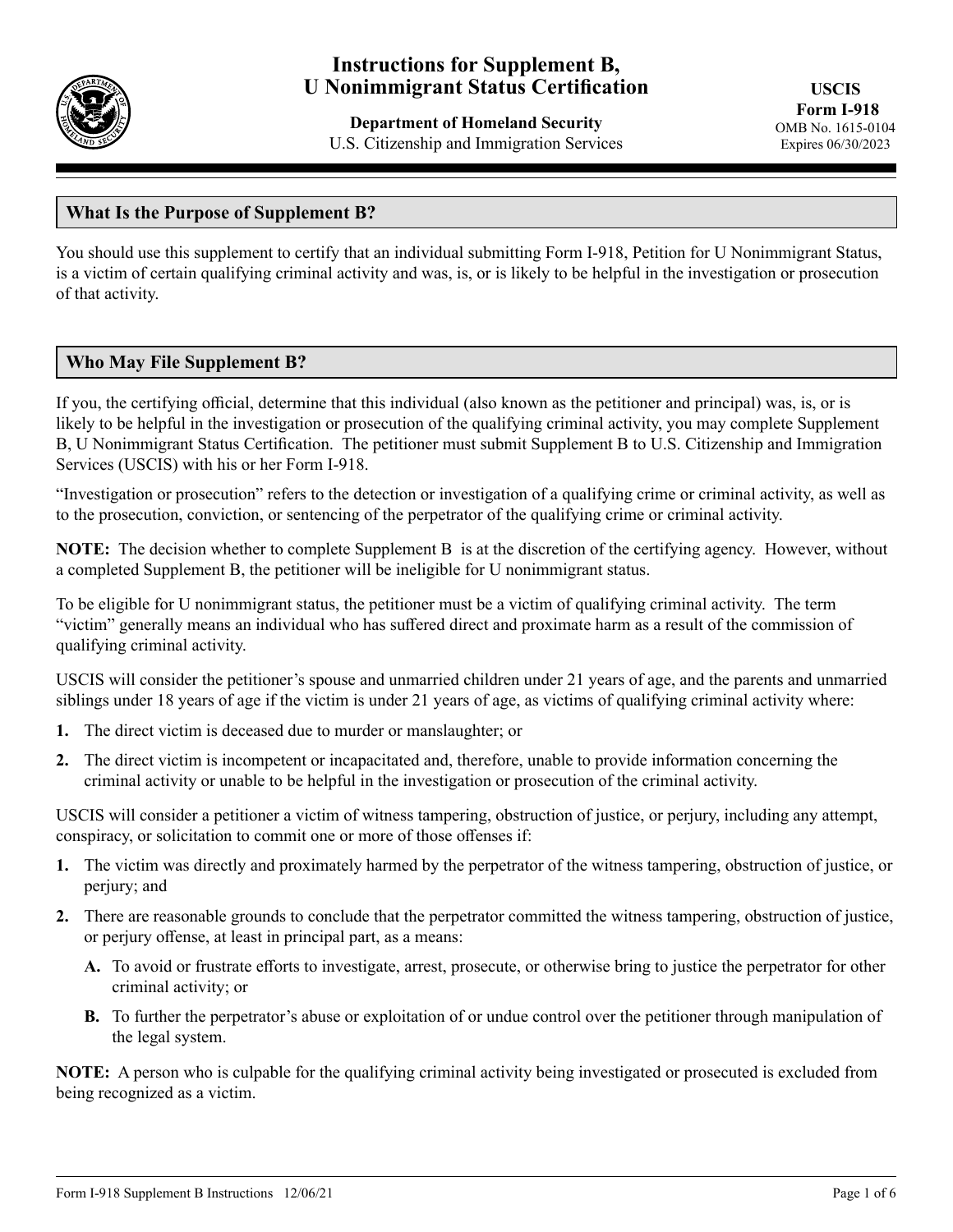# Instructions for Supplement B, U Nonimmigrant Status Certification

**Department of Homeland Security**
U.S. Citizenship and Immigration Services

**USCIS Form I-918**
OMB No. 1615-0104
Expires 06/30/2023

## What Is the Purpose of Supplement B?

You should use this supplement to certify that an individual submitting Form I-918, Petition for U Nonimmigrant Status, is a victim of certain qualifying criminal activity and was, is, or is likely to be helpful in the investigation or prosecution of that activity.

## Who May File Supplement B?

If you, the certifying official, determine that this individual (also known as the petitioner and principal) was, is, or is likely to be helpful in the investigation or prosecution of the qualifying criminal activity, you may complete Supplement B, U Nonimmigrant Status Certification. The petitioner must submit Supplement B to U.S. Citizenship and Immigration Services (USCIS) with his or her Form I-918.

"Investigation or prosecution" refers to the detection or investigation of a qualifying crime or criminal activity, as well as to the prosecution, conviction, or sentencing of the perpetrator of the qualifying crime or criminal activity.

**NOTE:** The decision whether to complete Supplement B is at the discretion of the certifying agency. However, without a completed Supplement B, the petitioner will be ineligible for U nonimmigrant status.

To be eligible for U nonimmigrant status, the petitioner must be a victim of qualifying criminal activity. The term "victim" generally means an individual who has suffered direct and proximate harm as a result of the commission of qualifying criminal activity.

USCIS will consider the petitioner's spouse and unmarried children under 21 years of age, and the parents and unmarried siblings under 18 years of age if the victim is under 21 years of age, as victims of qualifying criminal activity where:

1. The direct victim is deceased due to murder or manslaughter; or
2. The direct victim is incompetent or incapacitated and, therefore, unable to provide information concerning the criminal activity or unable to be helpful in the investigation or prosecution of the criminal activity.

USCIS will consider a petitioner a victim of witness tampering, obstruction of justice, or perjury, including any attempt, conspiracy, or solicitation to commit one or more of those offenses if:

1. The victim was directly and proximately harmed by the perpetrator of the witness tampering, obstruction of justice, or perjury; and
2. There are reasonable grounds to conclude that the perpetrator committed the witness tampering, obstruction of justice, or perjury offense, at least in principal part, as a means:
   - **A.** To avoid or frustrate efforts to investigate, arrest, prosecute, or otherwise bring to justice the perpetrator for other criminal activity; or
   - **B.** To further the perpetrator's abuse or exploitation of or undue control over the petitioner through manipulation of the legal system.

**NOTE:** A person who is culpable for the qualifying criminal activity being investigated or prosecuted is excluded from being recognized as a victim.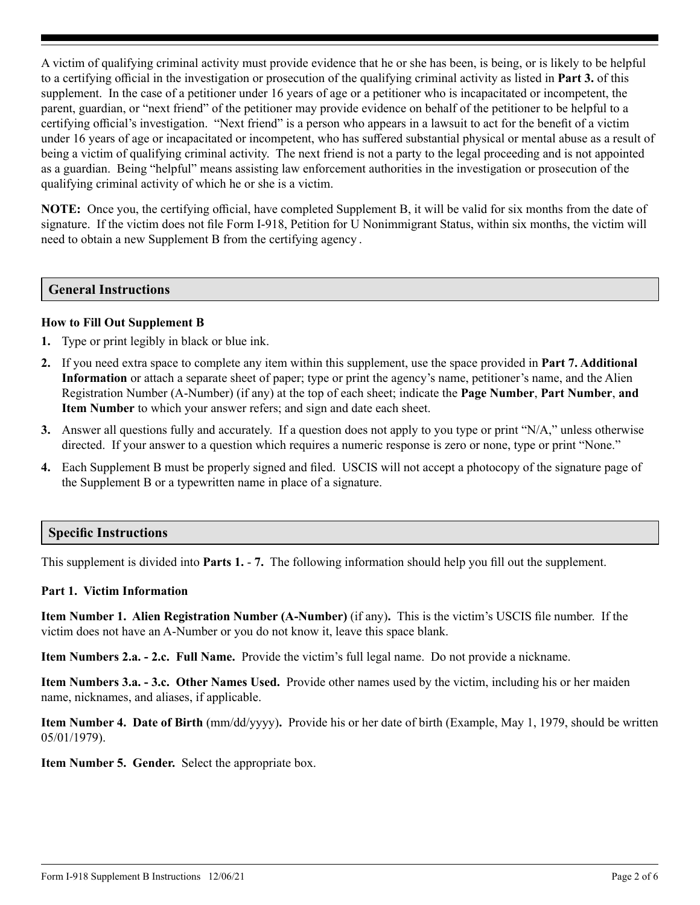A victim of qualifying criminal activity must provide evidence that he or she has been, is being, or is likely to be helpful to a certifying official in the investigation or prosecution of the qualifying criminal activity as listed in **Part 3.** of this supplement. In the case of a petitioner under 16 years of age or a petitioner who is incapacitated or incompetent, the parent, guardian, or "next friend" of the petitioner may provide evidence on behalf of the petitioner to be helpful to a certifying official's investigation. "Next friend" is a person who appears in a lawsuit to act for the benefit of a victim under 16 years of age or incapacitated or incompetent, who has suffered substantial physical or mental abuse as a result of being a victim of qualifying criminal activity. The next friend is not a party to the legal proceeding and is not appointed as a guardian. Being "helpful" means assisting law enforcement authorities in the investigation or prosecution of the qualifying criminal activity of which he or she is a victim.

**NOTE:** Once you, the certifying official, have completed Supplement B, it will be valid for six months from the date of signature. If the victim does not file Form I-918, Petition for U Nonimmigrant Status, within six months, the victim will need to obtain a new Supplement B from the certifying agency.

## General Instructions

### How to Fill Out Supplement B

1. Type or print legibly in black or blue ink.
2. If you need extra space to complete any item within this supplement, use the space provided in **Part 7. Additional Information** or attach a separate sheet of paper; type or print the agency's name, petitioner's name, and the Alien Registration Number (A-Number) (if any) at the top of each sheet; indicate the **Page Number**, **Part Number**, **and Item Number** to which your answer refers; and sign and date each sheet.
3. Answer all questions fully and accurately. If a question does not apply to you type or print "N/A," unless otherwise directed. If your answer to a question which requires a numeric response is zero or none, type or print "None."
4. Each Supplement B must be properly signed and filed. USCIS will not accept a photocopy of the signature page of the Supplement B or a typewritten name in place of a signature.

## Specific Instructions

This supplement is divided into **Parts 1.** - **7.** The following information should help you fill out the supplement.

### Part 1. Victim Information

**Item Number 1. Alien Registration Number (A-Number)** (if any)**.** This is the victim's USCIS file number. If the victim does not have an A-Number or you do not know it, leave this space blank.

**Item Numbers 2.a. - 2.c. Full Name.** Provide the victim's full legal name. Do not provide a nickname.

**Item Numbers 3.a. - 3.c. Other Names Used.** Provide other names used by the victim, including his or her maiden name, nicknames, and aliases, if applicable.

**Item Number 4. Date of Birth** (mm/dd/yyyy)**.** Provide his or her date of birth (Example, May 1, 1979, should be written 05/01/1979).

**Item Number 5. Gender.** Select the appropriate box.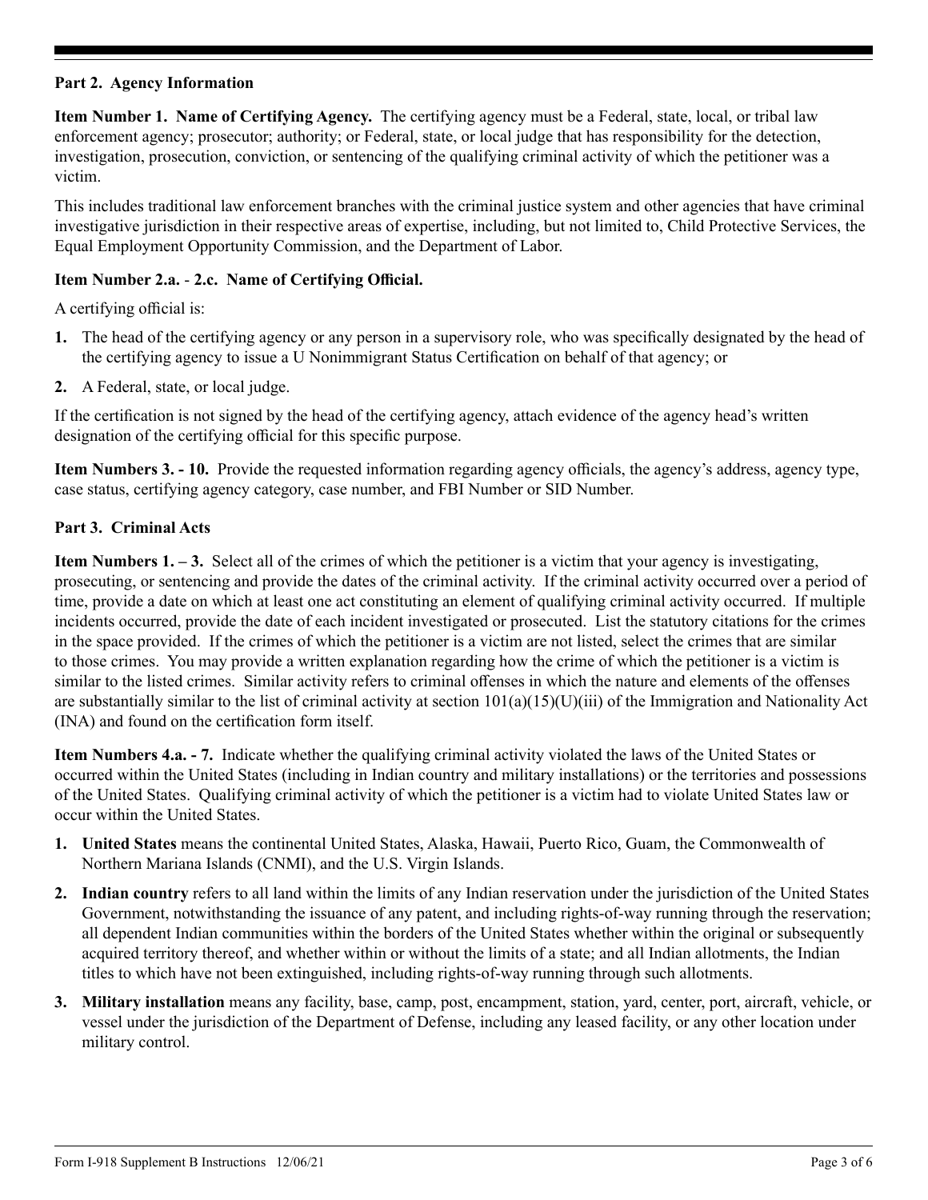## Part 2. Agency Information

**Item Number 1. Name of Certifying Agency.** The certifying agency must be a Federal, state, local, or tribal law enforcement agency; prosecutor; authority; or Federal, state, or local judge that has responsibility for the detection, investigation, prosecution, conviction, or sentencing of the qualifying criminal activity of which the petitioner was a victim.

This includes traditional law enforcement branches with the criminal justice system and other agencies that have criminal investigative jurisdiction in their respective areas of expertise, including, but not limited to, Child Protective Services, the Equal Employment Opportunity Commission, and the Department of Labor.

**Item Number 2.a. - 2.c. Name of Certifying Official.**

A certifying official is:

1. The head of the certifying agency or any person in a supervisory role, who was specifically designated by the head of the certifying agency to issue a U Nonimmigrant Status Certification on behalf of that agency; or
2. A Federal, state, or local judge.

If the certification is not signed by the head of the certifying agency, attach evidence of the agency head's written designation of the certifying official for this specific purpose.

**Item Numbers 3. - 10.** Provide the requested information regarding agency officials, the agency's address, agency type, case status, certifying agency category, case number, and FBI Number or SID Number.

## Part 3. Criminal Acts

**Item Numbers 1. – 3.** Select all of the crimes of which the petitioner is a victim that your agency is investigating, prosecuting, or sentencing and provide the dates of the criminal activity. If the criminal activity occurred over a period of time, provide a date on which at least one act constituting an element of qualifying criminal activity occurred. If multiple incidents occurred, provide the date of each incident investigated or prosecuted. List the statutory citations for the crimes in the space provided. If the crimes of which the petitioner is a victim are not listed, select the crimes that are similar to those crimes. You may provide a written explanation regarding how the crime of which the petitioner is a victim is similar to the listed crimes. Similar activity refers to criminal offenses in which the nature and elements of the offenses are substantially similar to the list of criminal activity at section 101(a)(15)(U)(iii) of the Immigration and Nationality Act (INA) and found on the certification form itself.

**Item Numbers 4.a. - 7.** Indicate whether the qualifying criminal activity violated the laws of the United States or occurred within the United States (including in Indian country and military installations) or the territories and possessions of the United States. Qualifying criminal activity of which the petitioner is a victim had to violate United States law or occur within the United States.

1. **United States** means the continental United States, Alaska, Hawaii, Puerto Rico, Guam, the Commonwealth of Northern Mariana Islands (CNMI), and the U.S. Virgin Islands.
2. **Indian country** refers to all land within the limits of any Indian reservation under the jurisdiction of the United States Government, notwithstanding the issuance of any patent, and including rights-of-way running through the reservation; all dependent Indian communities within the borders of the United States whether within the original or subsequently acquired territory thereof, and whether within or without the limits of a state; and all Indian allotments, the Indian titles to which have not been extinguished, including rights-of-way running through such allotments.
3. **Military installation** means any facility, base, camp, post, encampment, station, yard, center, port, aircraft, vehicle, or vessel under the jurisdiction of the Department of Defense, including any leased facility, or any other location under military control.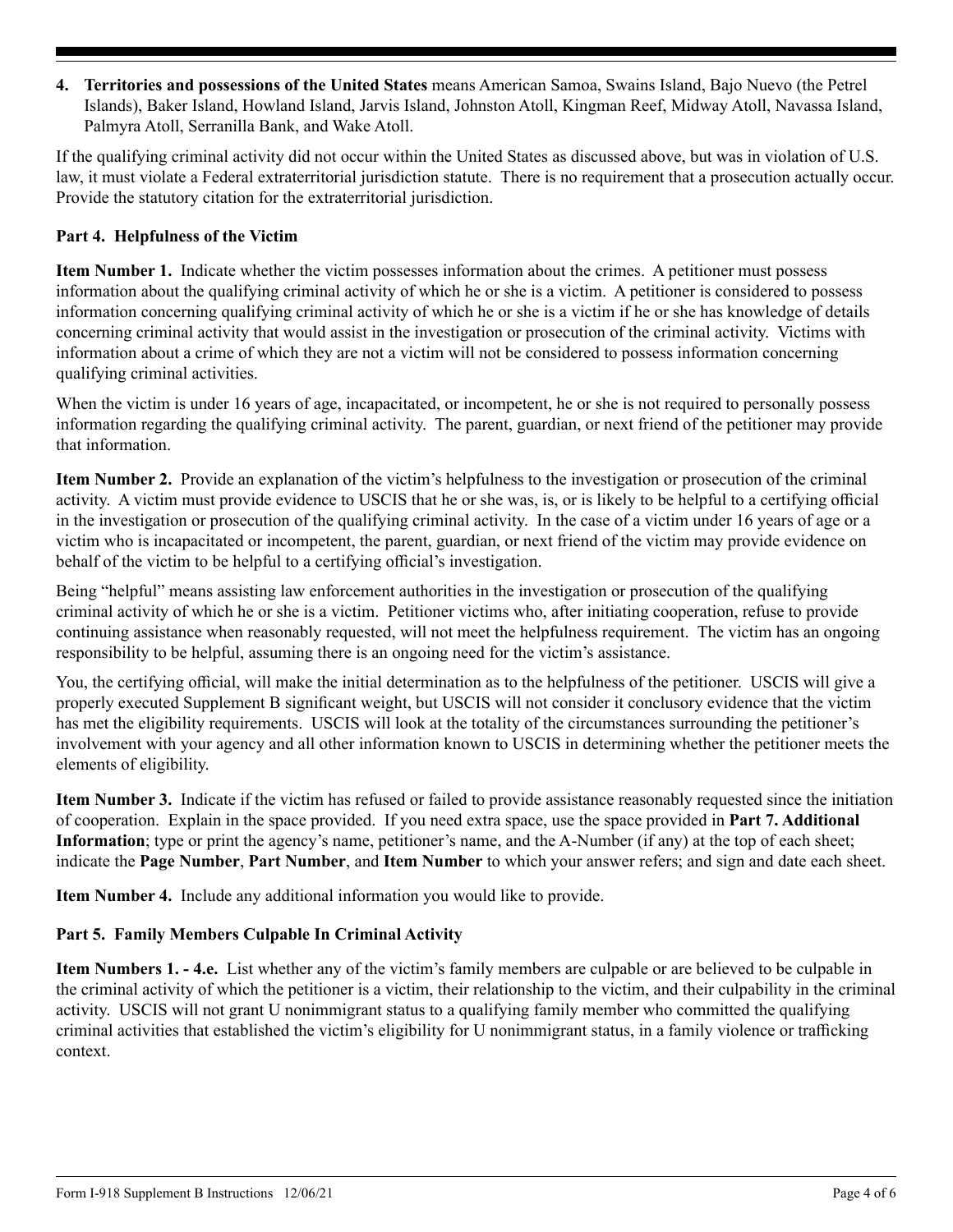4. **Territories and possessions of the United States** means American Samoa, Swains Island, Bajo Nuevo (the Petrel Islands), Baker Island, Howland Island, Jarvis Island, Johnston Atoll, Kingman Reef, Midway Atoll, Navassa Island, Palmyra Atoll, Serranilla Bank, and Wake Atoll.

If the qualifying criminal activity did not occur within the United States as discussed above, but was in violation of U.S. law, it must violate a Federal extraterritorial jurisdiction statute. There is no requirement that a prosecution actually occur. Provide the statutory citation for the extraterritorial jurisdiction.

### Part 4. Helpfulness of the Victim

**Item Number 1.** Indicate whether the victim possesses information about the crimes. A petitioner must possess information about the qualifying criminal activity of which he or she is a victim. A petitioner is considered to possess information concerning qualifying criminal activity of which he or she is a victim if he or she has knowledge of details concerning criminal activity that would assist in the investigation or prosecution of the criminal activity. Victims with information about a crime of which they are not a victim will not be considered to possess information concerning qualifying criminal activities.

When the victim is under 16 years of age, incapacitated, or incompetent, he or she is not required to personally possess information regarding the qualifying criminal activity. The parent, guardian, or next friend of the petitioner may provide that information.

**Item Number 2.** Provide an explanation of the victim's helpfulness to the investigation or prosecution of the criminal activity. A victim must provide evidence to USCIS that he or she was, is, or is likely to be helpful to a certifying official in the investigation or prosecution of the qualifying criminal activity. In the case of a victim under 16 years of age or a victim who is incapacitated or incompetent, the parent, guardian, or next friend of the victim may provide evidence on behalf of the victim to be helpful to a certifying official's investigation.

Being "helpful" means assisting law enforcement authorities in the investigation or prosecution of the qualifying criminal activity of which he or she is a victim. Petitioner victims who, after initiating cooperation, refuse to provide continuing assistance when reasonably requested, will not meet the helpfulness requirement. The victim has an ongoing responsibility to be helpful, assuming there is an ongoing need for the victim's assistance.

You, the certifying official, will make the initial determination as to the helpfulness of the petitioner. USCIS will give a properly executed Supplement B significant weight, but USCIS will not consider it conclusory evidence that the victim has met the eligibility requirements. USCIS will look at the totality of the circumstances surrounding the petitioner's involvement with your agency and all other information known to USCIS in determining whether the petitioner meets the elements of eligibility.

**Item Number 3.** Indicate if the victim has refused or failed to provide assistance reasonably requested since the initiation of cooperation. Explain in the space provided. If you need extra space, use the space provided in **Part 7. Additional Information**; type or print the agency's name, petitioner's name, and the A-Number (if any) at the top of each sheet; indicate the **Page Number**, **Part Number**, and **Item Number** to which your answer refers; and sign and date each sheet.

**Item Number 4.** Include any additional information you would like to provide.

### Part 5. Family Members Culpable In Criminal Activity

**Item Numbers 1. - 4.e.** List whether any of the victim's family members are culpable or are believed to be culpable in the criminal activity of which the petitioner is a victim, their relationship to the victim, and their culpability in the criminal activity. USCIS will not grant U nonimmigrant status to a qualifying family member who committed the qualifying criminal activities that established the victim's eligibility for U nonimmigrant status, in a family violence or trafficking context.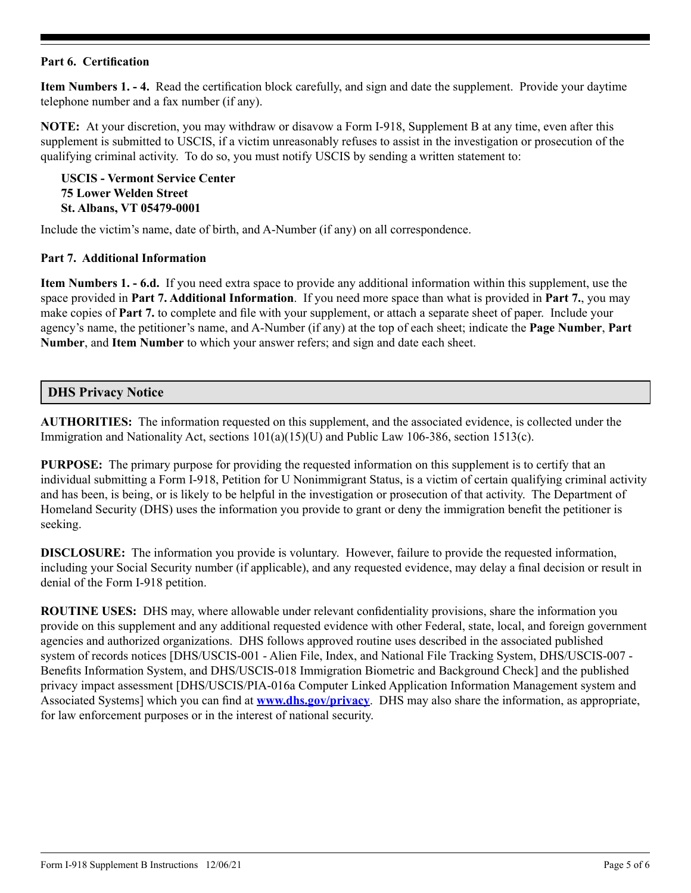### Part 6. Certification

**Item Numbers 1. - 4.** Read the certification block carefully, and sign and date the supplement. Provide your daytime telephone number and a fax number (if any).

**NOTE:** At your discretion, you may withdraw or disavow a Form I-918, Supplement B at any time, even after this supplement is submitted to USCIS, if a victim unreasonably refuses to assist in the investigation or prosecution of the qualifying criminal activity. To do so, you must notify USCIS by sending a written statement to:

**USCIS - Vermont Service Center**
**75 Lower Welden Street**
**St. Albans, VT 05479-0001**

Include the victim's name, date of birth, and A-Number (if any) on all correspondence.

### Part 7. Additional Information

**Item Numbers 1. - 6.d.** If you need extra space to provide any additional information within this supplement, use the space provided in **Part 7. Additional Information**. If you need more space than what is provided in **Part 7.**, you may make copies of **Part 7.** to complete and file with your supplement, or attach a separate sheet of paper. Include your agency's name, the petitioner's name, and A-Number (if any) at the top of each sheet; indicate the **Page Number**, **Part Number**, and **Item Number** to which your answer refers; and sign and date each sheet.

## DHS Privacy Notice

**AUTHORITIES:** The information requested on this supplement, and the associated evidence, is collected under the Immigration and Nationality Act, sections 101(a)(15)(U) and Public Law 106-386, section 1513(c).

**PURPOSE:** The primary purpose for providing the requested information on this supplement is to certify that an individual submitting a Form I-918, Petition for U Nonimmigrant Status, is a victim of certain qualifying criminal activity and has been, is being, or is likely to be helpful in the investigation or prosecution of that activity. The Department of Homeland Security (DHS) uses the information you provide to grant or deny the immigration benefit the petitioner is seeking.

**DISCLOSURE:** The information you provide is voluntary. However, failure to provide the requested information, including your Social Security number (if applicable), and any requested evidence, may delay a final decision or result in denial of the Form I-918 petition.

**ROUTINE USES:** DHS may, where allowable under relevant confidentiality provisions, share the information you provide on this supplement and any additional requested evidence with other Federal, state, local, and foreign government agencies and authorized organizations. DHS follows approved routine uses described in the associated published system of records notices [DHS/USCIS-001 - Alien File, Index, and National File Tracking System, DHS/USCIS-007 - Benefits Information System, and DHS/USCIS-018 Immigration Biometric and Background Check] and the published privacy impact assessment [DHS/USCIS/PIA-016a Computer Linked Application Information Management system and Associated Systems] which you can find at **[www.dhs.gov/privacy](http://www.dhs.gov/privacy)**. DHS may also share the information, as appropriate, for law enforcement purposes or in the interest of national security.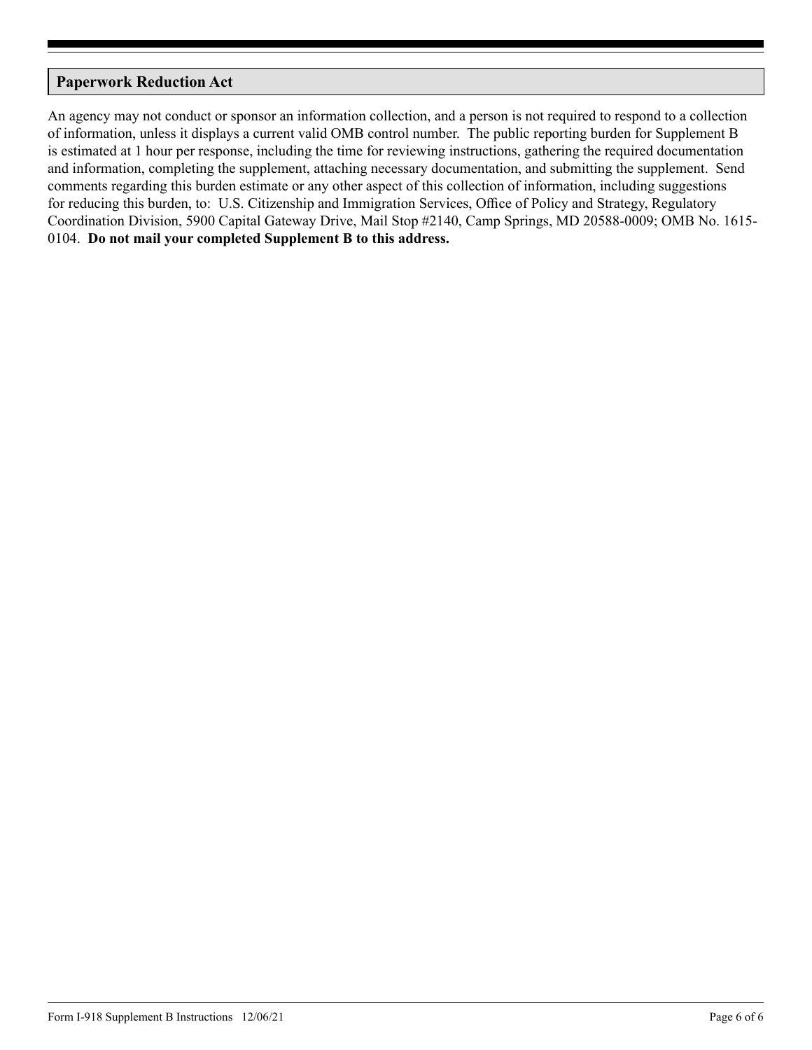## Paperwork Reduction Act

An agency may not conduct or sponsor an information collection, and a person is not required to respond to a collection of information, unless it displays a current valid OMB control number. The public reporting burden for Supplement B is estimated at 1 hour per response, including the time for reviewing instructions, gathering the required documentation and information, completing the supplement, attaching necessary documentation, and submitting the supplement. Send comments regarding this burden estimate or any other aspect of this collection of information, including suggestions for reducing this burden, to: U.S. Citizenship and Immigration Services, Office of Policy and Strategy, Regulatory Coordination Division, 5900 Capital Gateway Drive, Mail Stop #2140, Camp Springs, MD 20588-0009; OMB No. 1615-0104. **Do not mail your completed Supplement B to this address.**